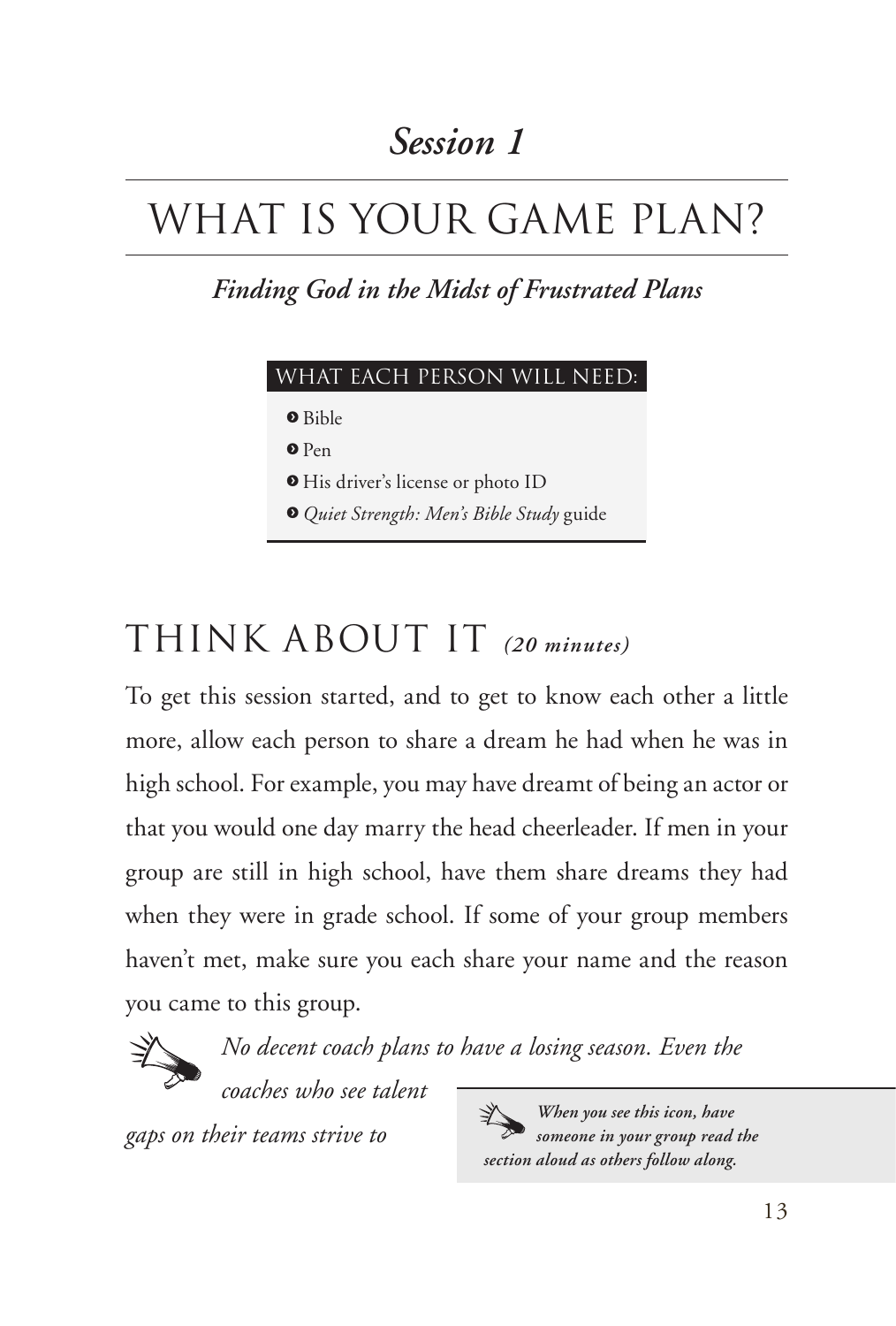## *Session 1*

# WHAT IS YOUR GAME PLAN?

***Finding God in the Midst of Frustrated Plans***

**WHAT EACH PERSON WILL NEED:**

- Bible
- Pen
- His driver's license or photo ID
- *Quiet Strength: Men's Bible Study* guide

## THINK ABOUT IT *(20 minutes)*

To get this session started, and to get to know each other a little more, allow each person to share a dream he had when he was in high school. For example, you may have dreamt of being an actor or that you would one day marry the head cheerleader. If men in your group are still in high school, have them share dreams they had when they were in grade school. If some of your group members haven't met, make sure you each share your name and the reason you came to this group.

*No decent coach plans to have a losing season. Even the coaches who see talent gaps on their teams strive to*

***When you see this icon, have someone in your group read the section aloud as others follow along.***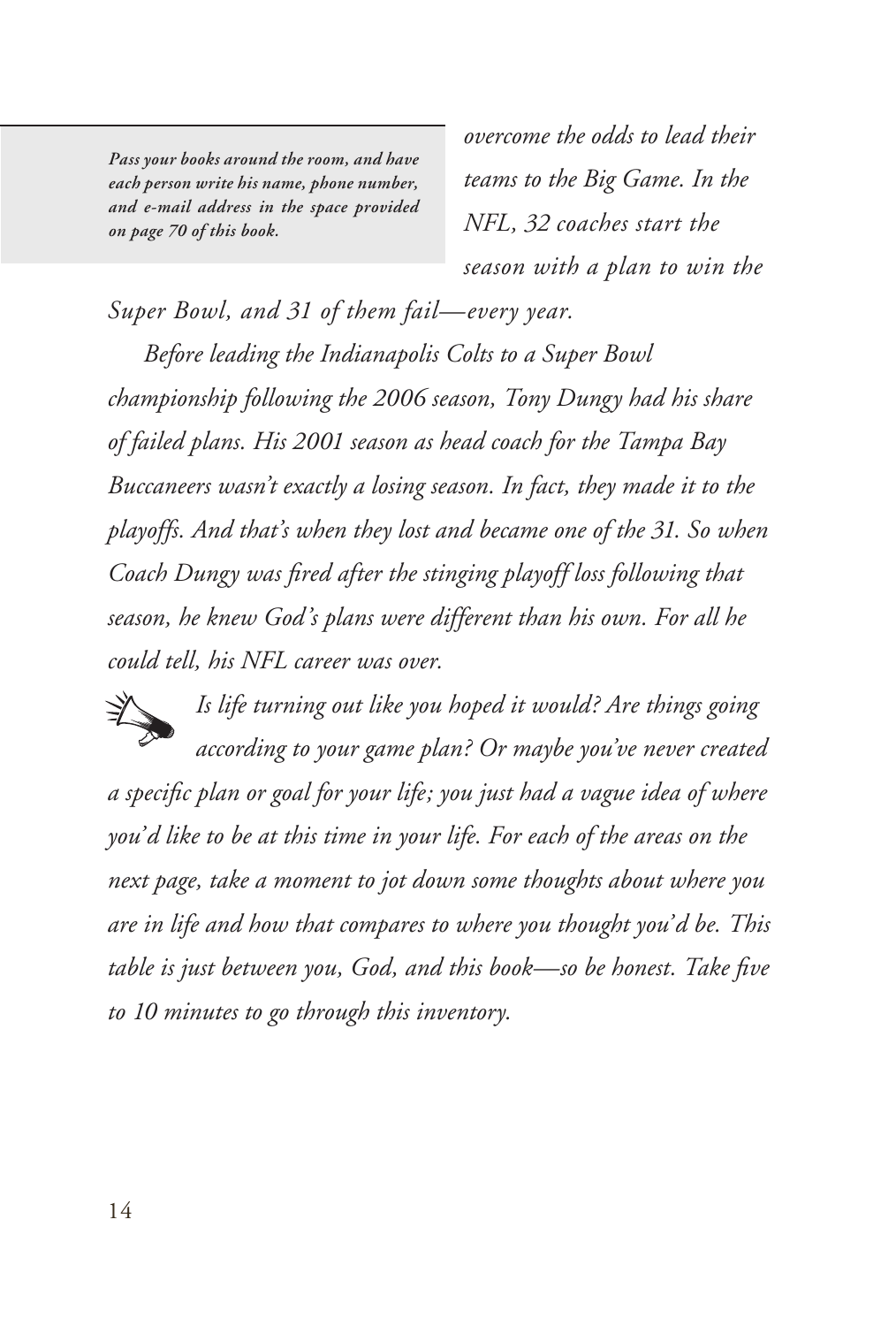***Pass your books around the room, and have each person write his name, phone number, and e-mail address in the space provided on page 70 of this book.***

*overcome the odds to lead their teams to the Big Game. In the NFL, 32 coaches start the season with a plan to win the Super Bowl, and 31 of them fail—every year.*

*Before leading the Indianapolis Colts to a Super Bowl championship following the 2006 season, Tony Dungy had his share of failed plans. His 2001 season as head coach for the Tampa Bay Buccaneers wasn't exactly a losing season. In fact, they made it to the playoffs. And that's when they lost and became one of the 31. So when Coach Dungy was fired after the stinging playoff loss following that season, he knew God's plans were different than his own. For all he could tell, his NFL career was over.*

*Is life turning out like you hoped it would? Are things going according to your game plan? Or maybe you've never created a specific plan or goal for your life; you just had a vague idea of where you'd like to be at this time in your life. For each of the areas on the next page, take a moment to jot down some thoughts about where you are in life and how that compares to where you thought you'd be. This table is just between you, God, and this book—so be honest. Take five to 10 minutes to go through this inventory.*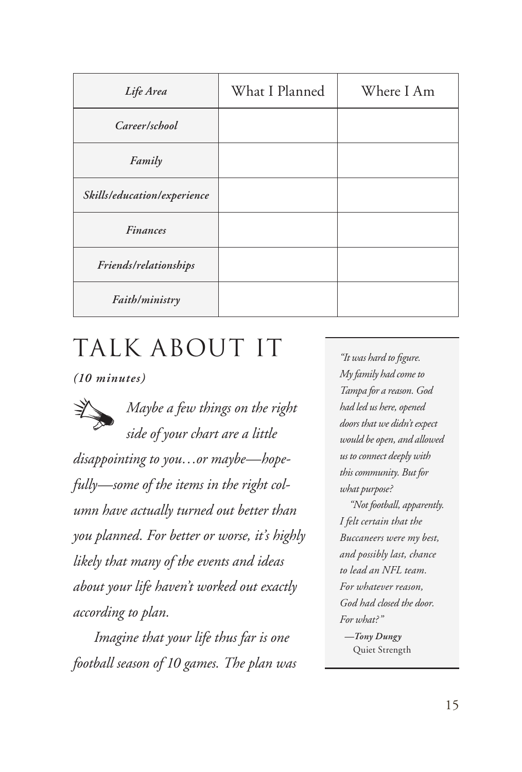| *Life Area* | What I Planned | Where I Am |
|---|---|---|
| *Career/school* | | |
| *Family* | | |
| *Skills/education/experience* | | |
| *Finances* | | |
| *Friends/relationships* | | |
| *Faith/ministry* | | |

# TALK ABOUT IT

***(10 minutes)***

*Maybe a few things on the right side of your chart are a little disappointing to you…or maybe—hopefully—some of the items in the right column have actually turned out better than you planned. For better or worse, it's highly likely that many of the events and ideas about your life haven't worked out exactly according to plan.*

*Imagine that your life thus far is one football season of 10 games. The plan was*

> *"It was hard to figure. My family had come to Tampa for a reason. God had led us here, opened doors that we didn't expect would be open, and allowed us to connect deeply with this community. But for what purpose?*
>
> *"Not football, apparently. I felt certain that the Buccaneers were my best, and possibly last, chance to lead an NFL team. For whatever reason, God had closed the door. For what?"*
>
> ***—Tony Dungy***
> Quiet Strength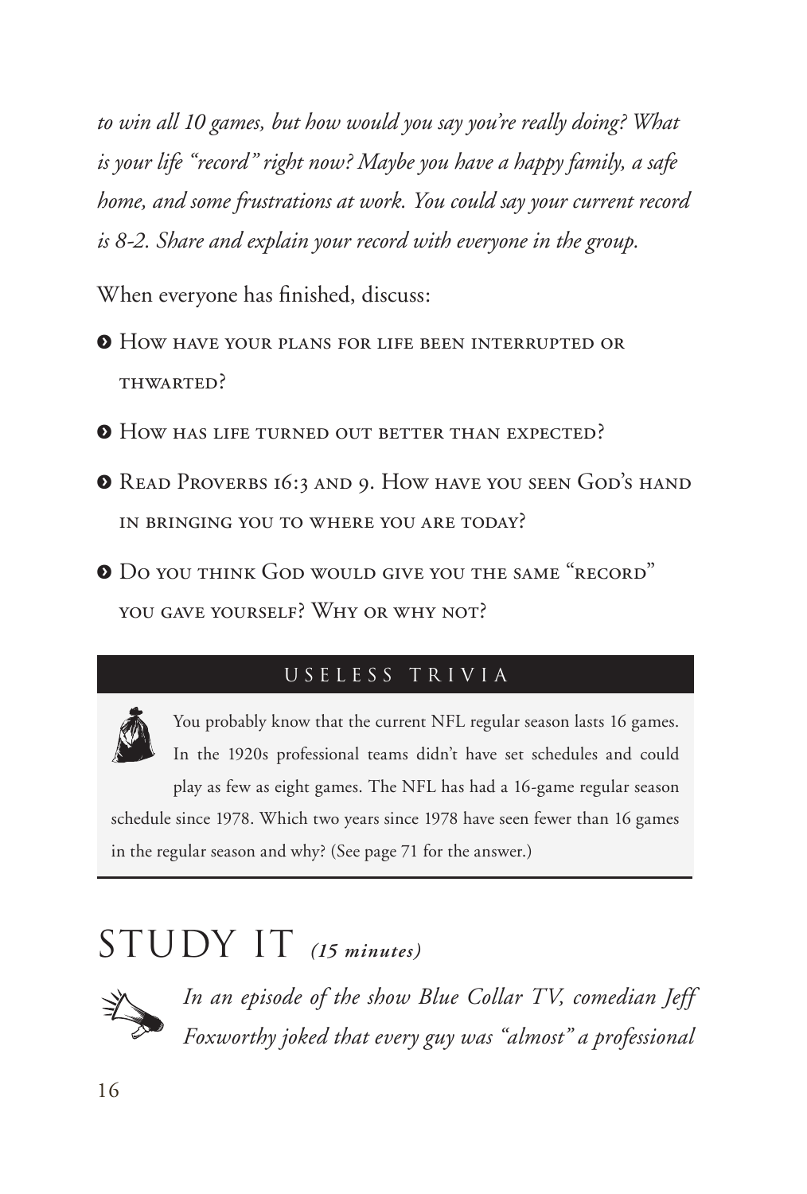*to win all 10 games, but how would you say you're really doing? What is your life "record" right now? Maybe you have a happy family, a safe home, and some frustrations at work. You could say your current record is 8-2. Share and explain your record with everyone in the group.*

When everyone has finished, discuss:

- How have your plans for life been interrupted or thwarted?
- How has life turned out better than expected?
- Read Proverbs 16:3 and 9. How have you seen God's hand in bringing you to where you are today?
- Do you think God would give you the same "record" you gave yourself? Why or why not?

### USELESS TRIVIA

You probably know that the current NFL regular season lasts 16 games. In the 1920s professional teams didn't have set schedules and could play as few as eight games. The NFL has had a 16-game regular season schedule since 1978. Which two years since 1978 have seen fewer than 16 games in the regular season and why? (See page 71 for the answer.)

## STUDY IT *(15 minutes)*

*In an episode of the show Blue Collar TV, comedian Jeff Foxworthy joked that every guy was "almost" a professional*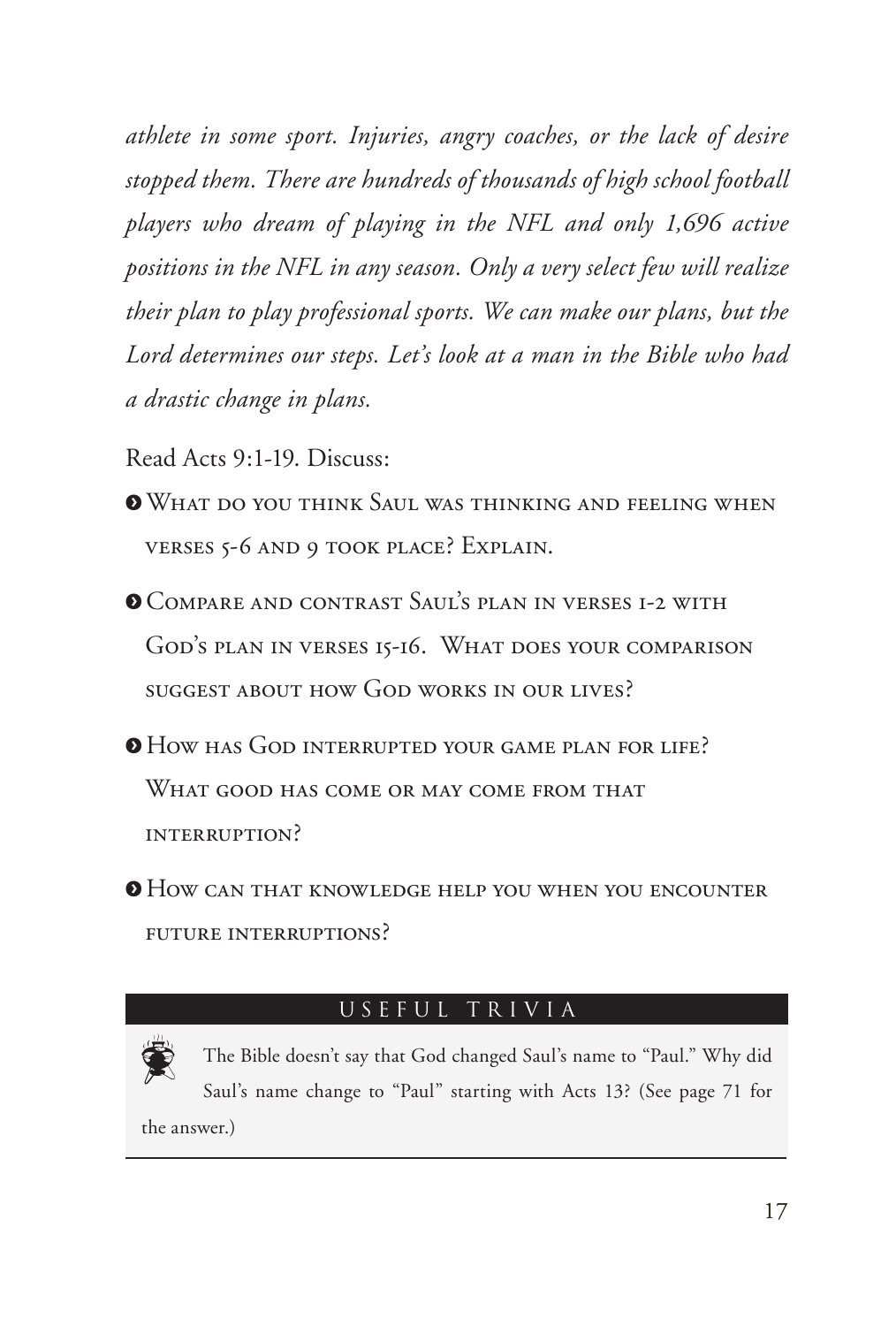*athlete in some sport. Injuries, angry coaches, or the lack of desire stopped them. There are hundreds of thousands of high school football players who dream of playing in the NFL and only 1,696 active positions in the NFL in any season. Only a very select few will realize their plan to play professional sports. We can make our plans, but the Lord determines our steps. Let's look at a man in the Bible who had a drastic change in plans.*

Read Acts 9:1-19. Discuss:

- What do you think Saul was thinking and feeling when verses 5-6 and 9 took place? Explain.
- Compare and contrast Saul's plan in verses 1-2 with God's plan in verses 15-16. What does your comparison suggest about how God works in our lives?
- How has God interrupted your game plan for life? What good has come or may come from that interruption?
- How can that knowledge help you when you encounter future interruptions?

### USEFUL TRIVIA

The Bible doesn't say that God changed Saul's name to "Paul." Why did Saul's name change to "Paul" starting with Acts 13? (See page 71 for the answer.)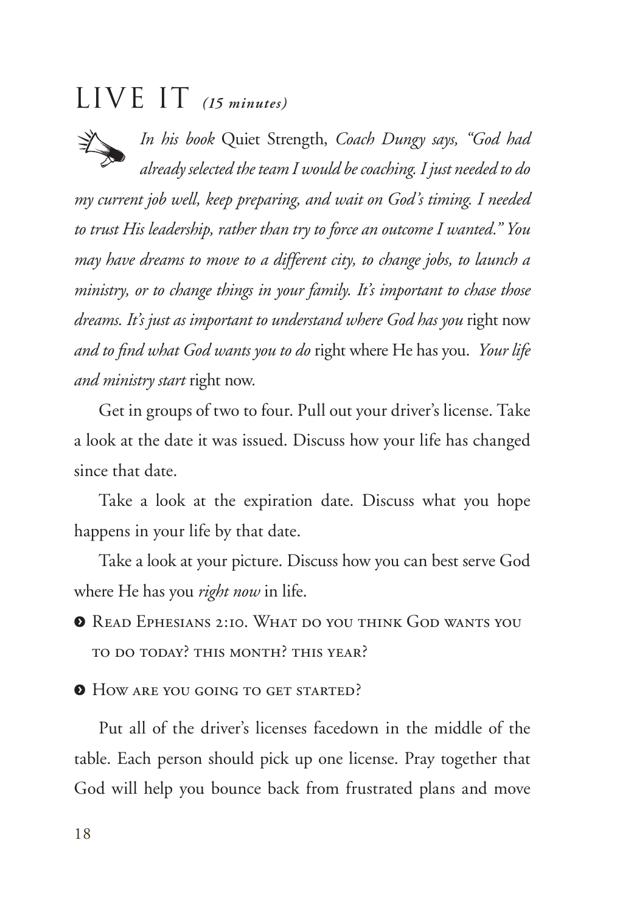# LIVE IT *(15 minutes)*

*In his book* Quiet Strength, *Coach Dungy says, "God had already selected the team I would be coaching. I just needed to do my current job well, keep preparing, and wait on God's timing. I needed to trust His leadership, rather than try to force an outcome I wanted." You may have dreams to move to a different city, to change jobs, to launch a ministry, or to change things in your family. It's important to chase those dreams. It's just as important to understand where God has you* right now *and to find what God wants you to do* right where He has you. *Your life and ministry start* right now.

Get in groups of two to four. Pull out your driver's license. Take a look at the date it was issued. Discuss how your life has changed since that date.

Take a look at the expiration date. Discuss what you hope happens in your life by that date.

Take a look at your picture. Discuss how you can best serve God where He has you *right now* in life.

- Read Ephesians 2:10. What do you think God wants you to do today? this month? this year?
- How are you going to get started?

Put all of the driver's licenses facedown in the middle of the table. Each person should pick up one license. Pray together that God will help you bounce back from frustrated plans and move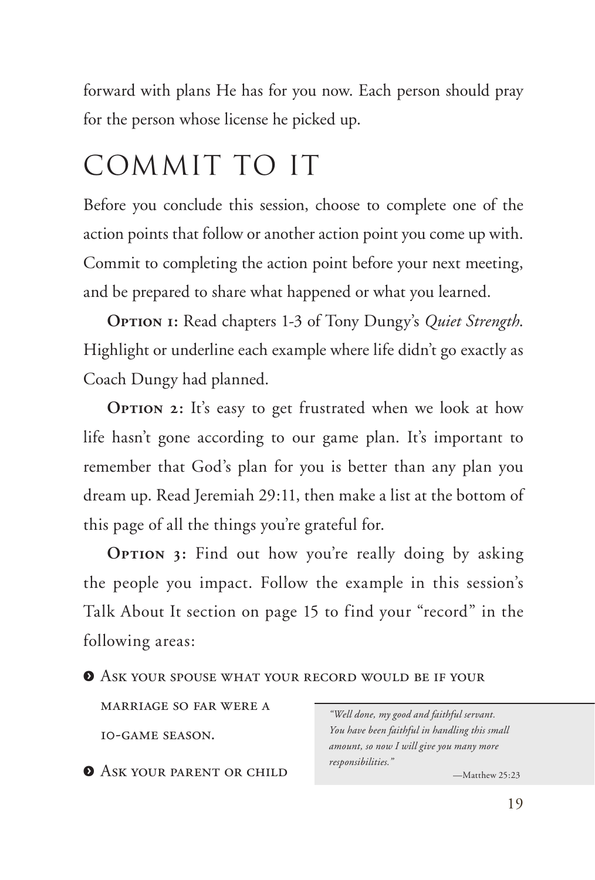forward with plans He has for you now. Each person should pray for the person whose license he picked up.

# COMMIT TO IT

Before you conclude this session, choose to complete one of the action points that follow or another action point you come up with. Commit to completing the action point before your next meeting, and be prepared to share what happened or what you learned.

**Option 1:** Read chapters 1-3 of Tony Dungy's *Quiet Strength*. Highlight or underline each example where life didn't go exactly as Coach Dungy had planned.

**Option 2:** It's easy to get frustrated when we look at how life hasn't gone according to our game plan. It's important to remember that God's plan for you is better than any plan you dream up. Read Jeremiah 29:11, then make a list at the bottom of this page of all the things you're grateful for.

**Option 3:** Find out how you're really doing by asking the people you impact. Follow the example in this session's Talk About It section on page 15 to find your "record" in the following areas:

- Ask your spouse what your record would be if your marriage so far were a 10-game season.
- Ask your parent or child

> *"Well done, my good and faithful servant. You have been faithful in handling this small amount, so now I will give you many more responsibilities."*
>
> —Matthew 25:23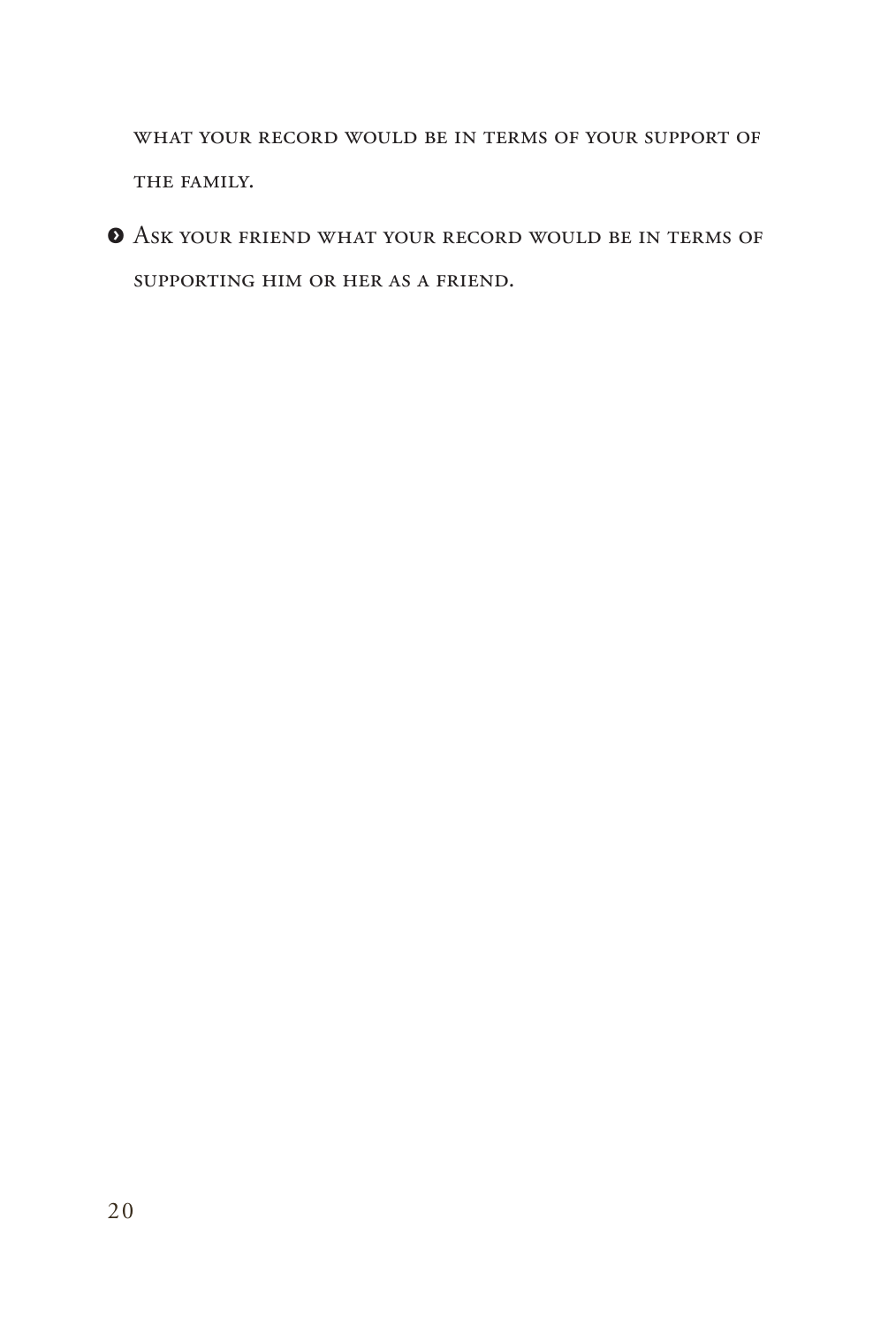what your record would be in terms of your support of the family.

- Ask your friend what your record would be in terms of supporting him or her as a friend.